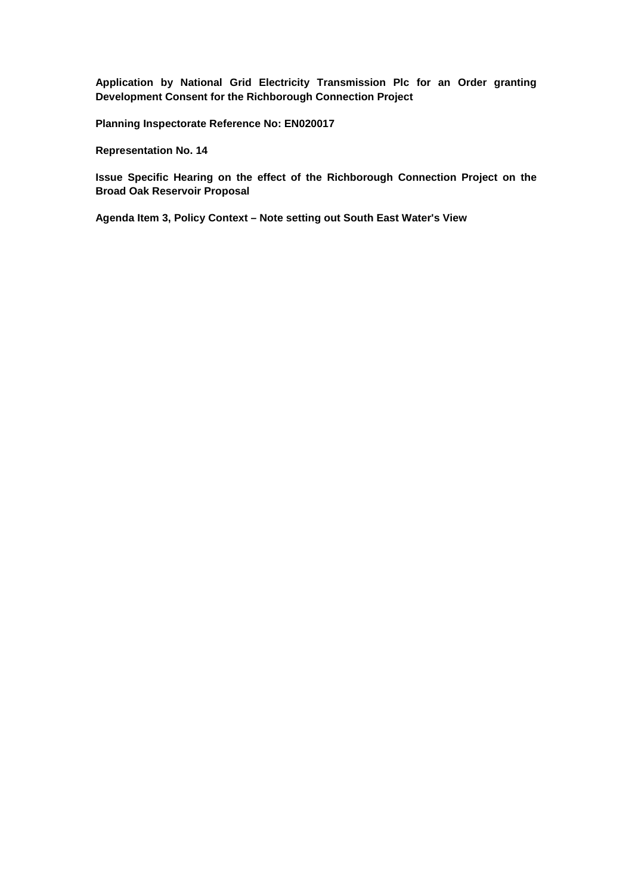**Application by National Grid Electricity Transmission Plc for an Order granting Development Consent for the Richborough Connection Project**

**Planning Inspectorate Reference No: EN020017**

**Representation No. 14**

**Issue Specific Hearing on the effect of the Richborough Connection Project on the Broad Oak Reservoir Proposal**

**Agenda Item 3, Policy Context – Note setting out South East Water's View**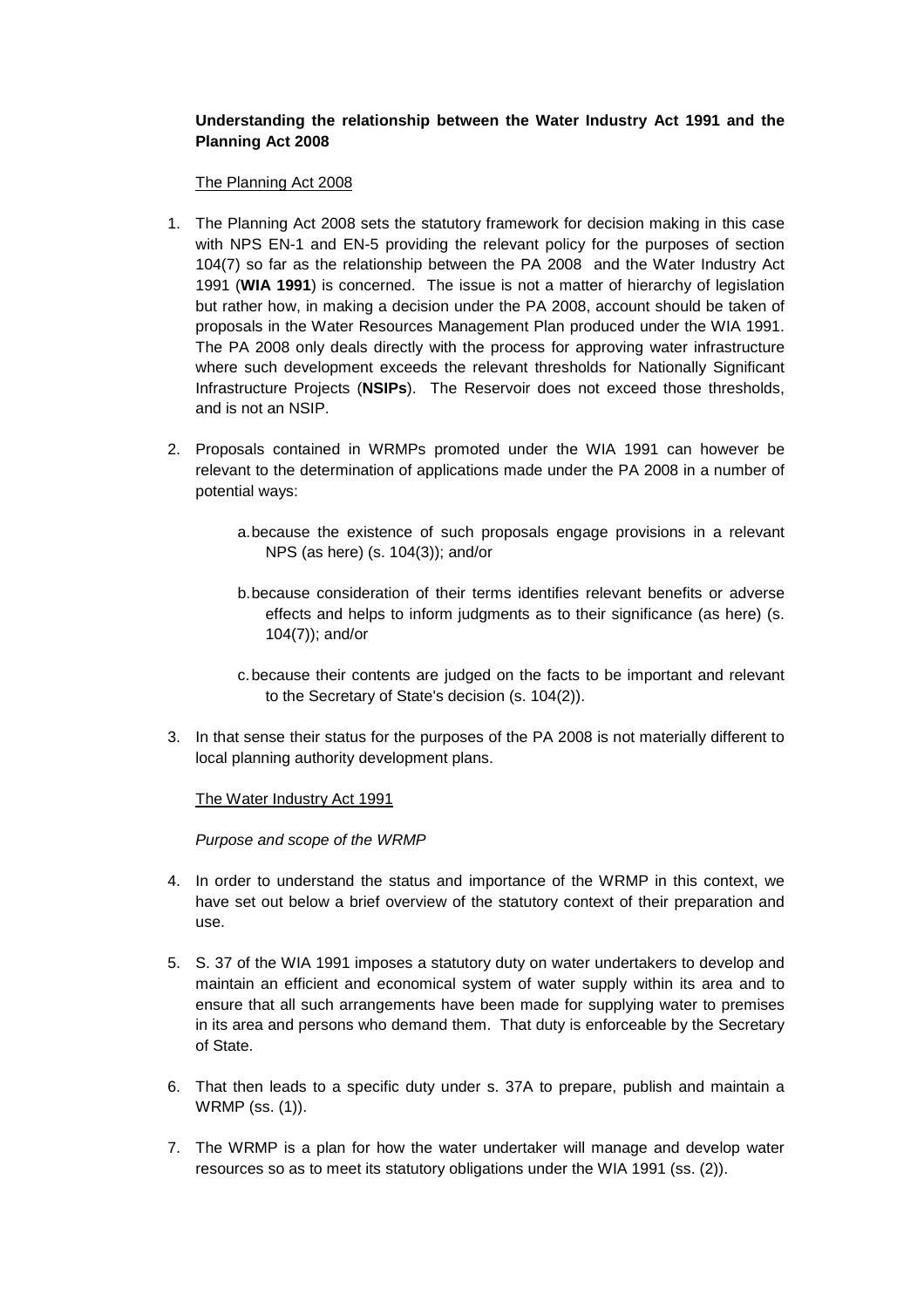**Understanding the relationship between the Water Industry Act 1991 and the Planning Act 2008**

The Planning Act 2008

1. The Planning Act 2008 sets the statutory framework for decision making in this case with NPS EN-1 and EN-5 providing the relevant policy for the purposes of section 104(7) so far as the relationship between the PA 2008 and the Water Industry Act 1991 (**WIA 1991**) is concerned. The issue is not a matter of hierarchy of legislation but rather how, in making a decision under the PA 2008, account should be taken of proposals in the Water Resources Management Plan produced under the WIA 1991. The PA 2008 only deals directly with the process for approving water infrastructure where such development exceeds the relevant thresholds for Nationally Significant Infrastructure Projects (**NSIPs**). The Reservoir does not exceed those thresholds, and is not an NSIP.

2. Proposals contained in WRMPs promoted under the WIA 1991 can however be relevant to the determination of applications made under the PA 2008 in a number of potential ways:

    a. because the existence of such proposals engage provisions in a relevant NPS (as here) (s. 104(3)); and/or

    b. because consideration of their terms identifies relevant benefits or adverse effects and helps to inform judgments as to their significance (as here) (s. 104(7)); and/or

    c. because their contents are judged on the facts to be important and relevant to the Secretary of State's decision (s. 104(2)).

3. In that sense their status for the purposes of the PA 2008 is not materially different to local planning authority development plans.

The Water Industry Act 1991

*Purpose and scope of the WRMP*

4. In order to understand the status and importance of the WRMP in this context, we have set out below a brief overview of the statutory context of their preparation and use.

5. S. 37 of the WIA 1991 imposes a statutory duty on water undertakers to develop and maintain an efficient and economical system of water supply within its area and to ensure that all such arrangements have been made for supplying water to premises in its area and persons who demand them. That duty is enforceable by the Secretary of State.

6. That then leads to a specific duty under s. 37A to prepare, publish and maintain a WRMP (ss. (1)).

7. The WRMP is a plan for how the water undertaker will manage and develop water resources so as to meet its statutory obligations under the WIA 1991 (ss. (2)).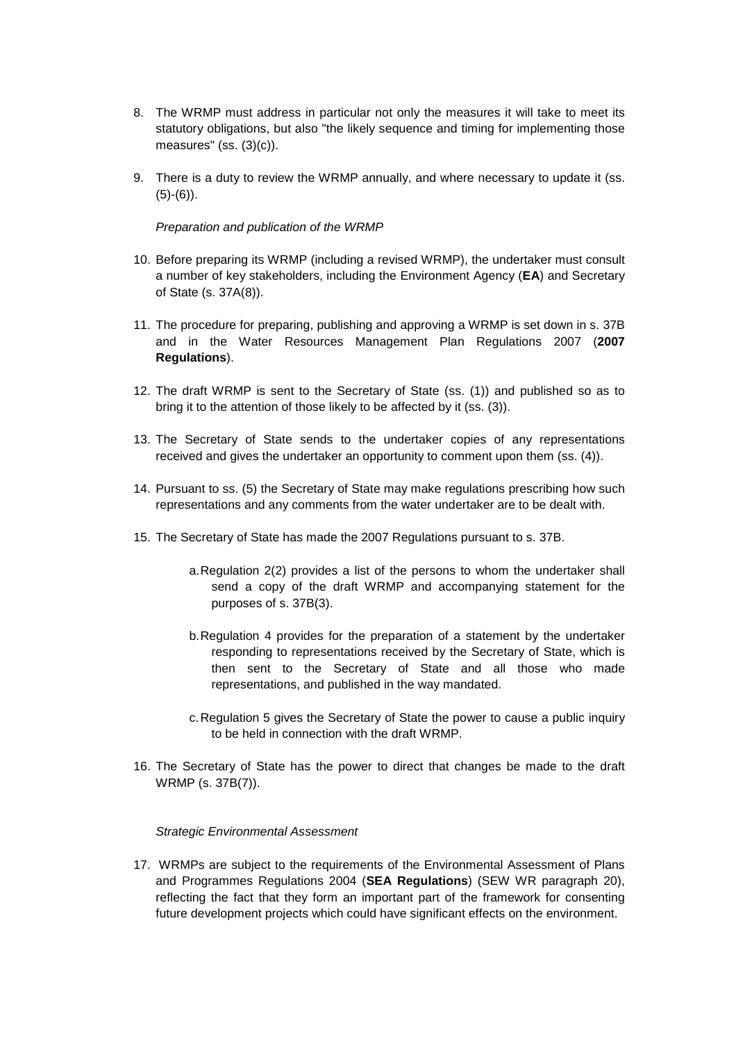8. The WRMP must address in particular not only the measures it will take to meet its statutory obligations, but also "the likely sequence and timing for implementing those measures" (ss. (3)(c)).

9. There is a duty to review the WRMP annually, and where necessary to update it (ss. (5)-(6)).

*Preparation and publication of the WRMP*

10. Before preparing its WRMP (including a revised WRMP), the undertaker must consult a number of key stakeholders, including the Environment Agency (**EA**) and Secretary of State (s. 37A(8)).

11. The procedure for preparing, publishing and approving a WRMP is set down in s. 37B and in the Water Resources Management Plan Regulations 2007 (**2007 Regulations**).

12. The draft WRMP is sent to the Secretary of State (ss. (1)) and published so as to bring it to the attention of those likely to be affected by it (ss. (3)).

13. The Secretary of State sends to the undertaker copies of any representations received and gives the undertaker an opportunity to comment upon them (ss. (4)).

14. Pursuant to ss. (5) the Secretary of State may make regulations prescribing how such representations and any comments from the water undertaker are to be dealt with.

15. The Secretary of State has made the 2007 Regulations pursuant to s. 37B.

    a. Regulation 2(2) provides a list of the persons to whom the undertaker shall send a copy of the draft WRMP and accompanying statement for the purposes of s. 37B(3).

    b. Regulation 4 provides for the preparation of a statement by the undertaker responding to representations received by the Secretary of State, which is then sent to the Secretary of State and all those who made representations, and published in the way mandated.

    c. Regulation 5 gives the Secretary of State the power to cause a public inquiry to be held in connection with the draft WRMP.

16. The Secretary of State has the power to direct that changes be made to the draft WRMP (s. 37B(7)).

*Strategic Environmental Assessment*

17. WRMPs are subject to the requirements of the Environmental Assessment of Plans and Programmes Regulations 2004 (**SEA Regulations**) (SEW WR paragraph 20), reflecting the fact that they form an important part of the framework for consenting future development projects which could have significant effects on the environment.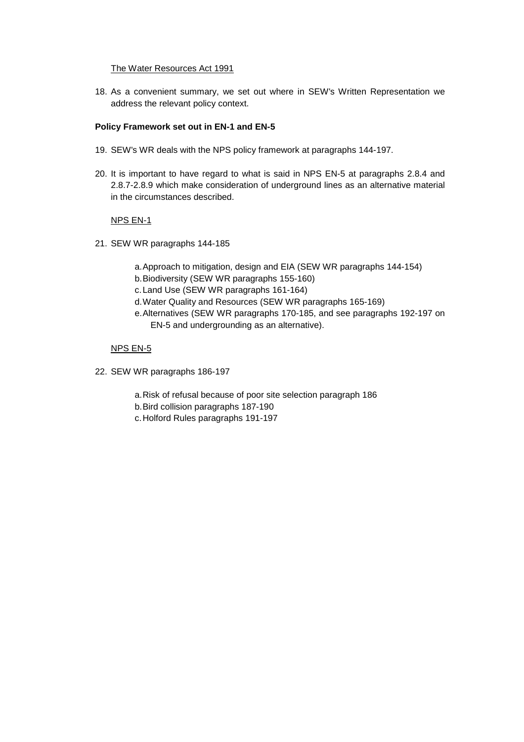<u>The Water Resources Act 1991</u>

18. As a convenient summary, we set out where in SEW's Written Representation we address the relevant policy context.

**Policy Framework set out in EN-1 and EN-5**

19. SEW's WR deals with the NPS policy framework at paragraphs 144-197.

20. It is important to have regard to what is said in NPS EN-5 at paragraphs 2.8.4 and 2.8.7-2.8.9 which make consideration of underground lines as an alternative material in the circumstances described.

<u>NPS EN-1</u>

21. SEW WR paragraphs 144-185

    a. Approach to mitigation, design and EIA (SEW WR paragraphs 144-154)
    b. Biodiversity (SEW WR paragraphs 155-160)
    c. Land Use (SEW WR paragraphs 161-164)
    d. Water Quality and Resources (SEW WR paragraphs 165-169)
    e. Alternatives (SEW WR paragraphs 170-185, and see paragraphs 192-197 on EN-5 and undergrounding as an alternative).

<u>NPS EN-5</u>

22. SEW WR paragraphs 186-197

    a. Risk of refusal because of poor site selection paragraph 186
    b. Bird collision paragraphs 187-190
    c. Holford Rules paragraphs 191-197